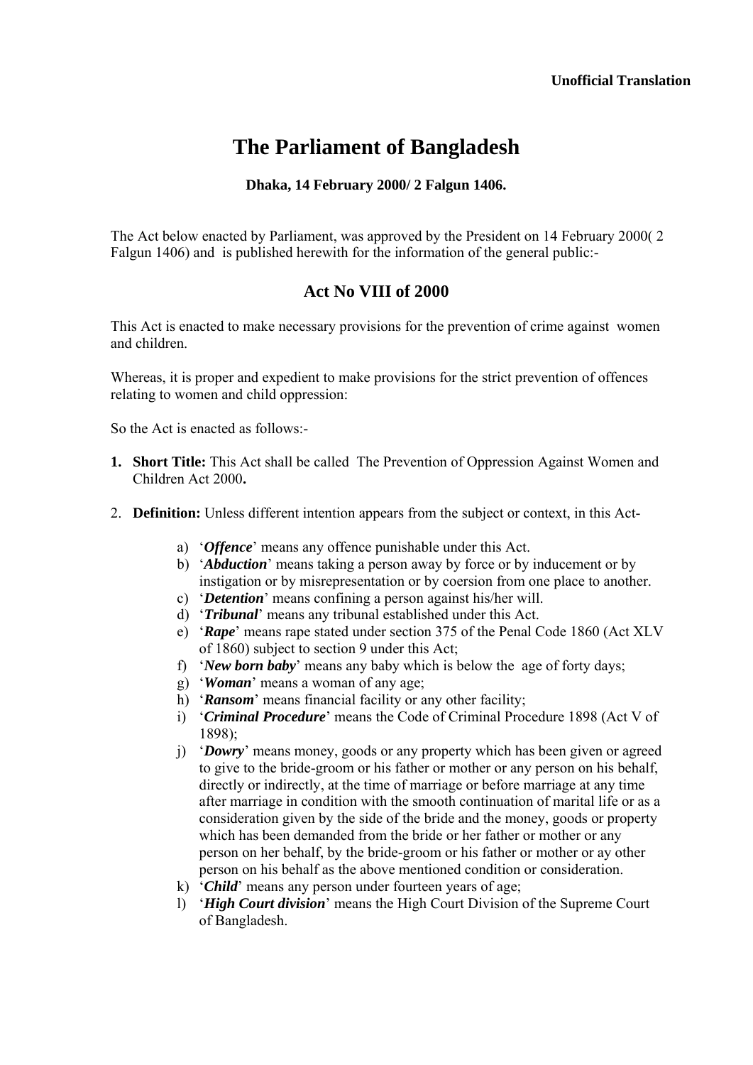**Unofficial Translation**

# The Parliament of Bangladesh

**Dhaka, 14 February 2000/ 2 Falgun 1406.**

The Act below enacted by Parliament, was approved by the President on 14 February 2000( 2 Falgun 1406) and is published herewith for the information of the general public:-

## Act No VIII of 2000

This Act is enacted to make necessary provisions for the prevention of crime against women and children.

Whereas, it is proper and expedient to make provisions for the strict prevention of offences relating to women and child oppression:

So the Act is enacted as follows:-

1. **Short Title:** This Act shall be called The Prevention of Oppression Against Women and Children Act 2000**.**

2. **Definition:** Unless different intention appears from the subject or context, in this Act-

    a) '***Offence***' means any offence punishable under this Act.
    b) '***Abduction***' means taking a person away by force or by inducement or by instigation or by misrepresentation or by coersion from one place to another.
    c) '***Detention***' means confining a person against his/her will.
    d) '***Tribunal***' means any tribunal established under this Act.
    e) '***Rape***' means rape stated under section 375 of the Penal Code 1860 (Act XLV of 1860) subject to section 9 under this Act;
    f) '***New born baby***' means any baby which is below the age of forty days;
    g) '***Woman***' means a woman of any age;
    h) '***Ransom***' means financial facility or any other facility;
    i) '***Criminal Procedure***' means the Code of Criminal Procedure 1898 (Act V of 1898);
    j) '***Dowry***' means money, goods or any property which has been given or agreed to give to the bride-groom or his father or mother or any person on his behalf, directly or indirectly, at the time of marriage or before marriage at any time after marriage in condition with the smooth continuation of marital life or as a consideration given by the side of the bride and the money, goods or property which has been demanded from the bride or her father or mother or any person on her behalf, by the bride-groom or his father or mother or ay other person on his behalf as the above mentioned condition or consideration.
    k) '***Child***' means any person under fourteen years of age;
    l) '***High Court division***' means the High Court Division of the Supreme Court of Bangladesh.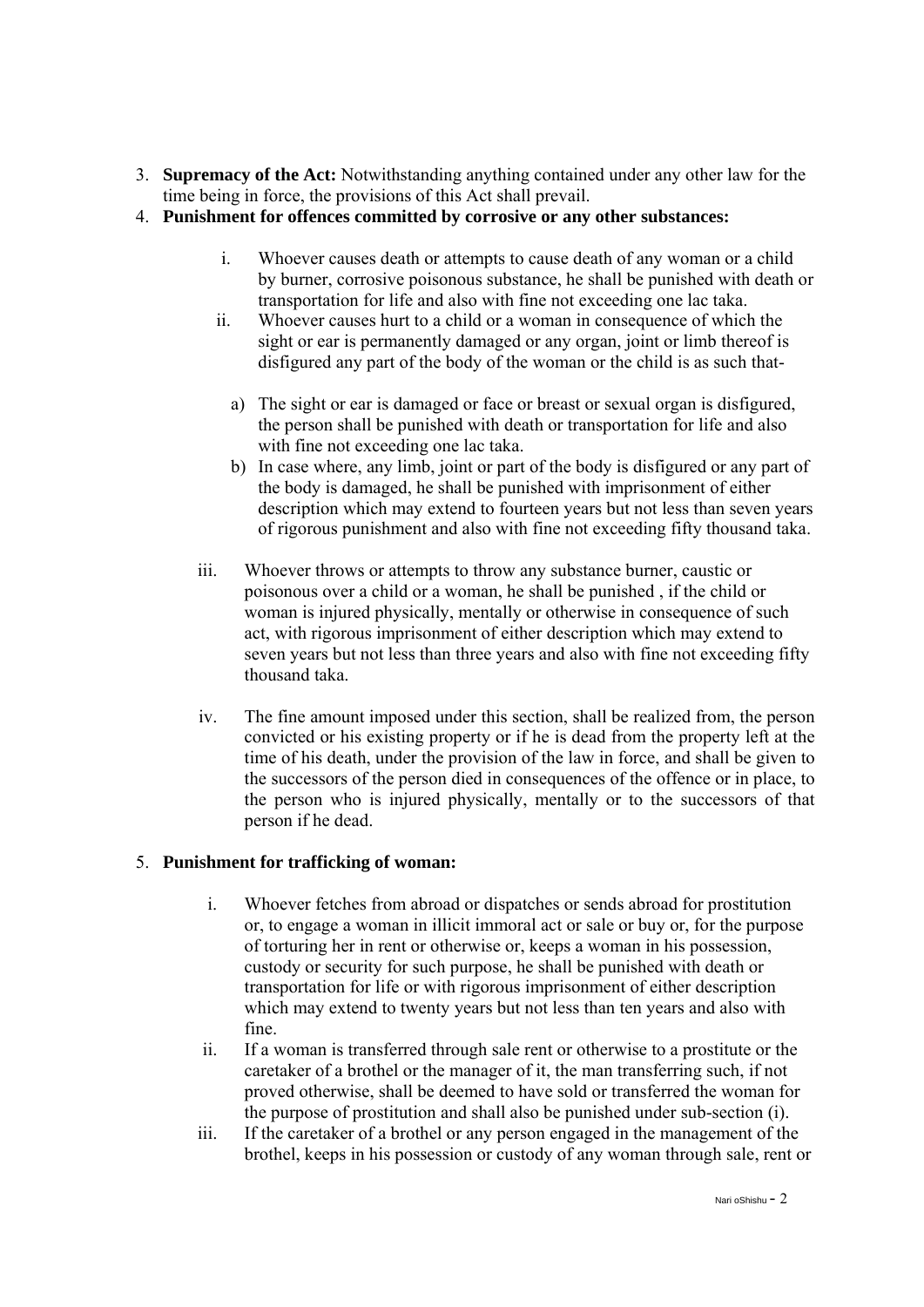3. **Supremacy of the Act:** Notwithstanding anything contained under any other law for the time being in force, the provisions of this Act shall prevail.
4. **Punishment for offences committed by corrosive or any other substances:**

   i. Whoever causes death or attempts to cause death of any woman or a child by burner, corrosive poisonous substance, he shall be punished with death or transportation for life and also with fine not exceeding one lac taka.

   ii. Whoever causes hurt to a child or a woman in consequence of which the sight or ear is permanently damaged or any organ, joint or limb thereof is disfigured any part of the body of the woman or the child is as such that-

      a) The sight or ear is damaged or face or breast or sexual organ is disfigured, the person shall be punished with death or transportation for life and also with fine not exceeding one lac taka.

      b) In case where, any limb, joint or part of the body is disfigured or any part of the body is damaged, he shall be punished with imprisonment of either description which may extend to fourteen years but not less than seven years of rigorous punishment and also with fine not exceeding fifty thousand taka.

   iii. Whoever throws or attempts to throw any substance burner, caustic or poisonous over a child or a woman, he shall be punished , if the child or woman is injured physically, mentally or otherwise in consequence of such act, with rigorous imprisonment of either description which may extend to seven years but not less than three years and also with fine not exceeding fifty thousand taka.

   iv. The fine amount imposed under this section, shall be realized from, the person convicted or his existing property or if he is dead from the property left at the time of his death, under the provision of the law in force, and shall be given to the successors of the person died in consequences of the offence or in place, to the person who is injured physically, mentally or to the successors of that person if he dead.

5. **Punishment for trafficking of woman:**

   i. Whoever fetches from abroad or dispatches or sends abroad for prostitution or, to engage a woman in illicit immoral act or sale or buy or, for the purpose of torturing her in rent or otherwise or, keeps a woman in his possession, custody or security for such purpose, he shall be punished with death or transportation for life or with rigorous imprisonment of either description which may extend to twenty years but not less than ten years and also with fine.

   ii. If a woman is transferred through sale rent or otherwise to a prostitute or the caretaker of a brothel or the manager of it, the man transferring such, if not proved otherwise, shall be deemed to have sold or transferred the woman for the purpose of prostitution and shall also be punished under sub-section (i).

   iii. If the caretaker of a brothel or any person engaged in the management of the brothel, keeps in his possession or custody of any woman through sale, rent or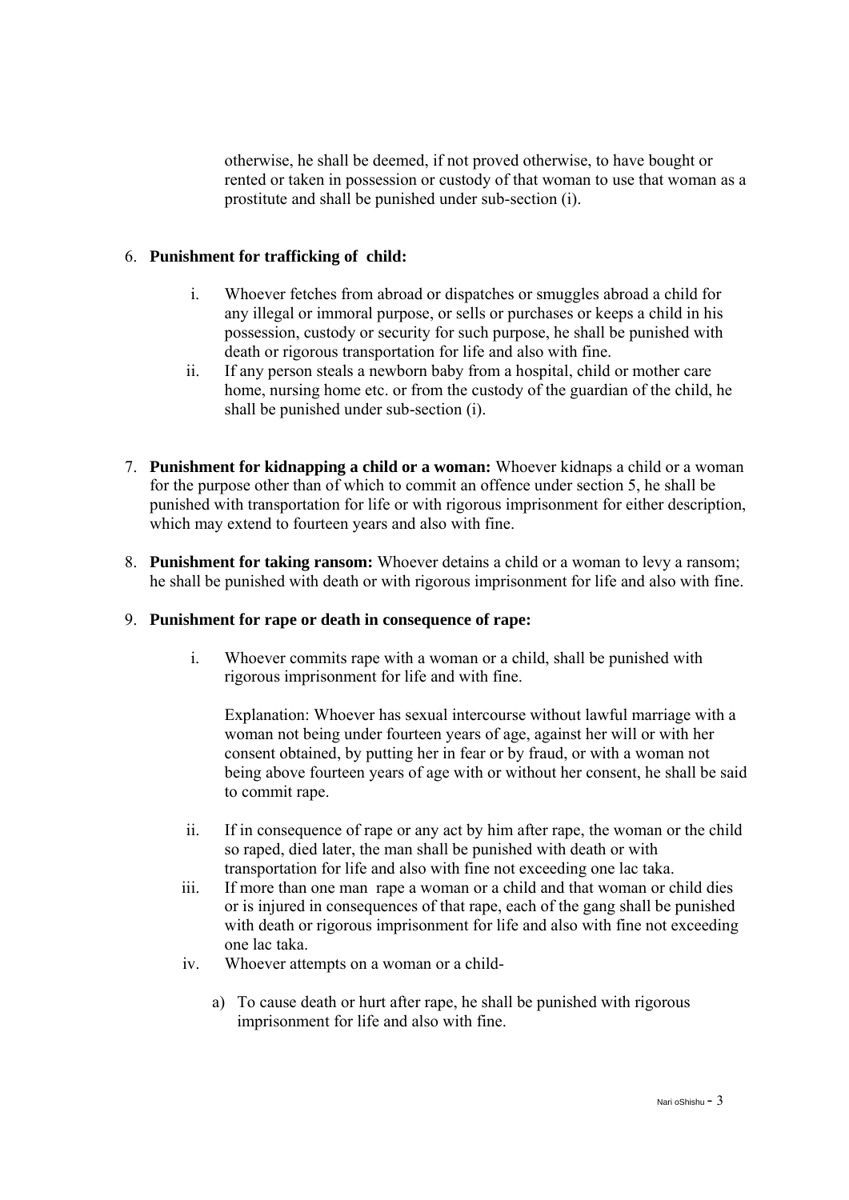otherwise, he shall be deemed, if not proved otherwise, to have bought or rented or taken in possession or custody of that woman to use that woman as a prostitute and shall be punished under sub-section (i).

6. **Punishment for trafficking of child:**

    i. Whoever fetches from abroad or dispatches or smuggles abroad a child for any illegal or immoral purpose, or sells or purchases or keeps a child in his possession, custody or security for such purpose, he shall be punished with death or rigorous transportation for life and also with fine.
    ii. If any person steals a newborn baby from a hospital, child or mother care home, nursing home etc. or from the custody of the guardian of the child, he shall be punished under sub-section (i).

7. **Punishment for kidnapping a child or a woman:** Whoever kidnaps a child or a woman for the purpose other than of which to commit an offence under section 5, he shall be punished with transportation for life or with rigorous imprisonment for either description, which may extend to fourteen years and also with fine.

8. **Punishment for taking ransom:** Whoever detains a child or a woman to levy a ransom; he shall be punished with death or with rigorous imprisonment for life and also with fine.

9. **Punishment for rape or death in consequence of rape:**

    i. Whoever commits rape with a woman or a child, shall be punished with rigorous imprisonment for life and with fine.

       Explanation: Whoever has sexual intercourse without lawful marriage with a woman not being under fourteen years of age, against her will or with her consent obtained, by putting her in fear or by fraud, or with a woman not being above fourteen years of age with or without her consent, he shall be said to commit rape.

    ii. If in consequence of rape or any act by him after rape, the woman or the child so raped, died later, the man shall be punished with death or with transportation for life and also with fine not exceeding one lac taka.
    iii. If more than one man rape a woman or a child and that woman or child dies or is injured in consequences of that rape, each of the gang shall be punished with death or rigorous imprisonment for life and also with fine not exceeding one lac taka.
    iv. Whoever attempts on a woman or a child-

        a) To cause death or hurt after rape, he shall be punished with rigorous imprisonment for life and also with fine.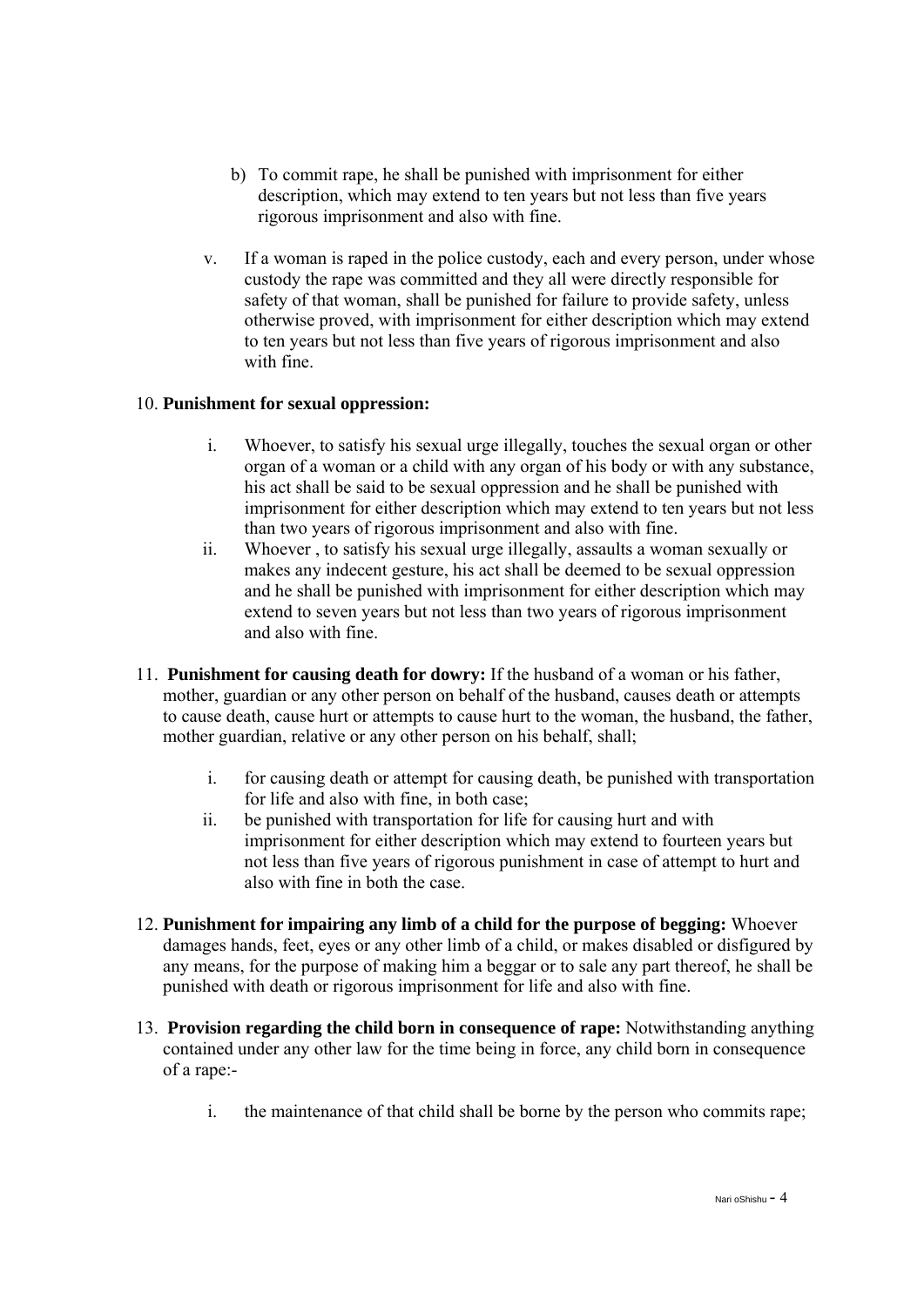b) To commit rape, he shall be punished with imprisonment for either description, which may extend to ten years but not less than five years rigorous imprisonment and also with fine.

v. If a woman is raped in the police custody, each and every person, under whose custody the rape was committed and they all were directly responsible for safety of that woman, shall be punished for failure to provide safety, unless otherwise proved, with imprisonment for either description which may extend to ten years but not less than five years of rigorous imprisonment and also with fine.

10. **Punishment for sexual oppression:**

i. Whoever, to satisfy his sexual urge illegally, touches the sexual organ or other organ of a woman or a child with any organ of his body or with any substance, his act shall be said to be sexual oppression and he shall be punished with imprisonment for either description which may extend to ten years but not less than two years of rigorous imprisonment and also with fine.

ii. Whoever , to satisfy his sexual urge illegally, assaults a woman sexually or makes any indecent gesture, his act shall be deemed to be sexual oppression and he shall be punished with imprisonment for either description which may extend to seven years but not less than two years of rigorous imprisonment and also with fine.

11. **Punishment for causing death for dowry:** If the husband of a woman or his father, mother, guardian or any other person on behalf of the husband, causes death or attempts to cause death, cause hurt or attempts to cause hurt to the woman, the husband, the father, mother guardian, relative or any other person on his behalf, shall;

i. for causing death or attempt for causing death, be punished with transportation for life and also with fine, in both case;

ii. be punished with transportation for life for causing hurt and with imprisonment for either description which may extend to fourteen years but not less than five years of rigorous punishment in case of attempt to hurt and also with fine in both the case.

12. **Punishment for impairing any limb of a child for the purpose of begging:** Whoever damages hands, feet, eyes or any other limb of a child, or makes disabled or disfigured by any means, for the purpose of making him a beggar or to sale any part thereof, he shall be punished with death or rigorous imprisonment for life and also with fine.

13. **Provision regarding the child born in consequence of rape:** Notwithstanding anything contained under any other law for the time being in force, any child born in consequence of a rape:-

i. the maintenance of that child shall be borne by the person who commits rape;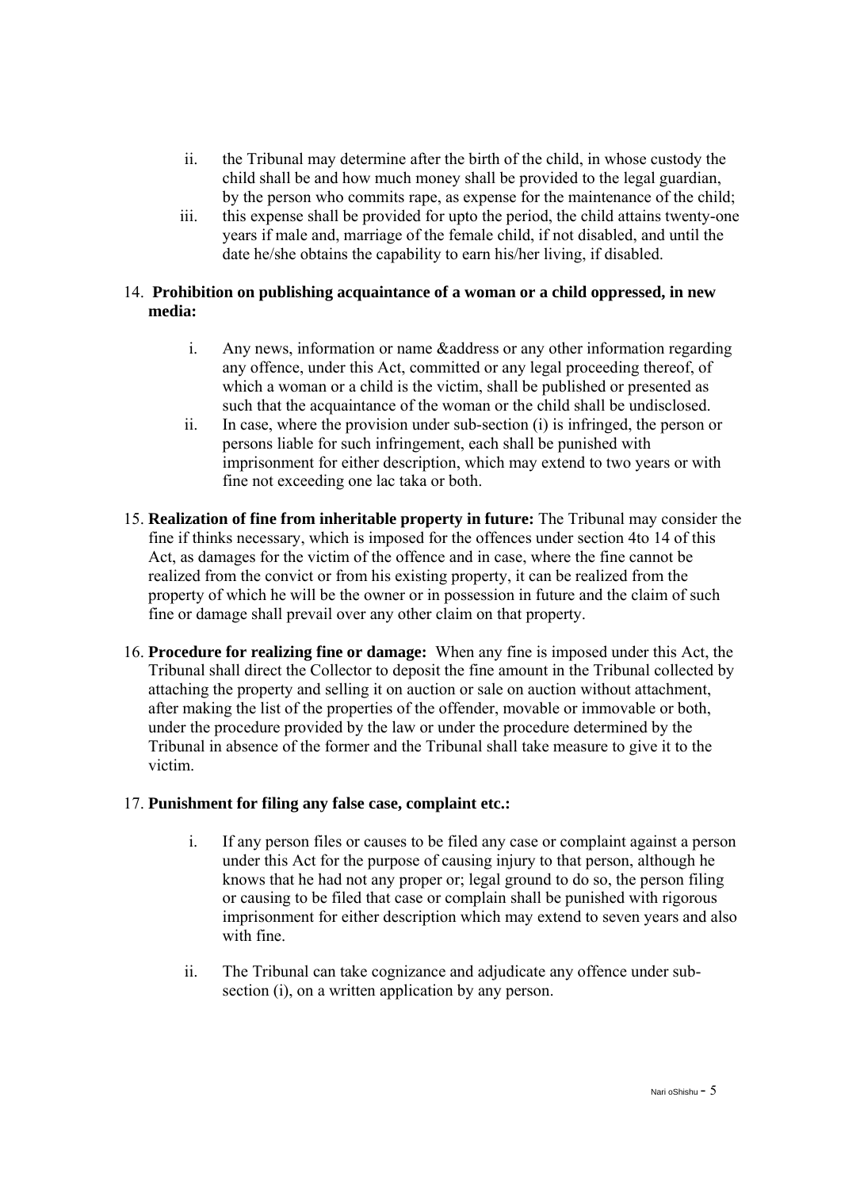ii. the Tribunal may determine after the birth of the child, in whose custody the child shall be and how much money shall be provided to the legal guardian, by the person who commits rape, as expense for the maintenance of the child;

iii. this expense shall be provided for upto the period, the child attains twenty-one years if male and, marriage of the female child, if not disabled, and until the date he/she obtains the capability to earn his/her living, if disabled.

14. **Prohibition on publishing acquaintance of a woman or a child oppressed, in new media:**

    i. Any news, information or name &address or any other information regarding any offence, under this Act, committed or any legal proceeding thereof, of which a woman or a child is the victim, shall be published or presented as such that the acquaintance of the woman or the child shall be undisclosed.

    ii. In case, where the provision under sub-section (i) is infringed, the person or persons liable for such infringement, each shall be punished with imprisonment for either description, which may extend to two years or with fine not exceeding one lac taka or both.

15. **Realization of fine from inheritable property in future:** The Tribunal may consider the fine if thinks necessary, which is imposed for the offences under section 4to 14 of this Act, as damages for the victim of the offence and in case, where the fine cannot be realized from the convict or from his existing property, it can be realized from the property of which he will be the owner or in possession in future and the claim of such fine or damage shall prevail over any other claim on that property.

16. **Procedure for realizing fine or damage:** When any fine is imposed under this Act, the Tribunal shall direct the Collector to deposit the fine amount in the Tribunal collected by attaching the property and selling it on auction or sale on auction without attachment, after making the list of the properties of the offender, movable or immovable or both, under the procedure provided by the law or under the procedure determined by the Tribunal in absence of the former and the Tribunal shall take measure to give it to the victim.

17. **Punishment for filing any false case, complaint etc.:**

    i. If any person files or causes to be filed any case or complaint against a person under this Act for the purpose of causing injury to that person, although he knows that he had not any proper or; legal ground to do so, the person filing or causing to be filed that case or complain shall be punished with rigorous imprisonment for either description which may extend to seven years and also with fine.

    ii. The Tribunal can take cognizance and adjudicate any offence under sub-section (i), on a written application by any person.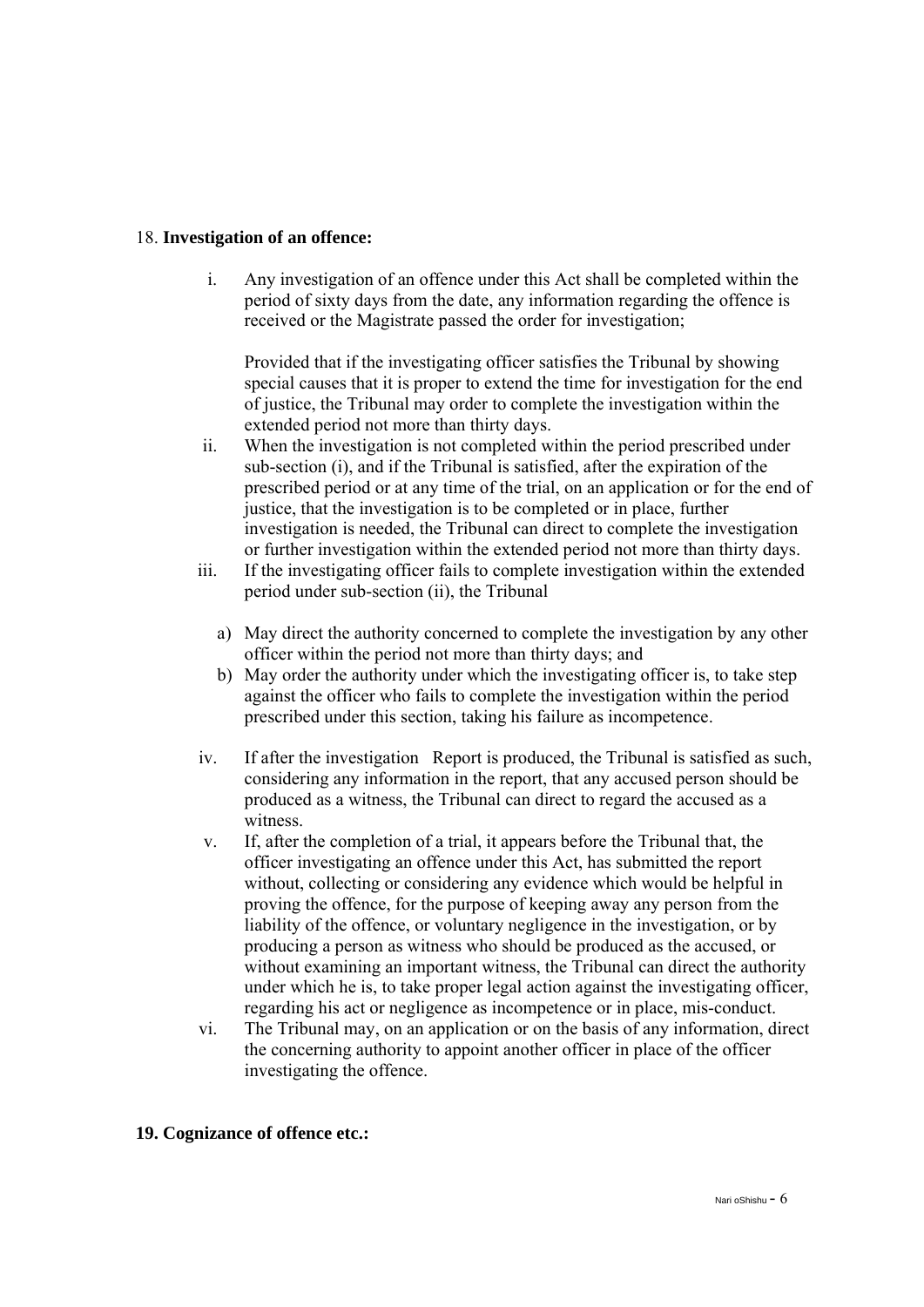18. **Investigation of an offence:**

i. Any investigation of an offence under this Act shall be completed within the period of sixty days from the date, any information regarding the offence is received or the Magistrate passed the order for investigation;

   Provided that if the investigating officer satisfies the Tribunal by showing special causes that it is proper to extend the time for investigation for the end of justice, the Tribunal may order to complete the investigation within the extended period not more than thirty days.

ii. When the investigation is not completed within the period prescribed under sub-section (i), and if the Tribunal is satisfied, after the expiration of the prescribed period or at any time of the trial, on an application or for the end of justice, that the investigation is to be completed or in place, further investigation is needed, the Tribunal can direct to complete the investigation or further investigation within the extended period not more than thirty days.

iii. If the investigating officer fails to complete investigation within the extended period under sub-section (ii), the Tribunal

   a) May direct the authority concerned to complete the investigation by any other officer within the period not more than thirty days; and
   b) May order the authority under which the investigating officer is, to take step against the officer who fails to complete the investigation within the period prescribed under this section, taking his failure as incompetence.

iv. If after the investigation Report is produced, the Tribunal is satisfied as such, considering any information in the report, that any accused person should be produced as a witness, the Tribunal can direct to regard the accused as a witness.

v. If, after the completion of a trial, it appears before the Tribunal that, the officer investigating an offence under this Act, has submitted the report without, collecting or considering any evidence which would be helpful in proving the offence, for the purpose of keeping away any person from the liability of the offence, or voluntary negligence in the investigation, or by producing a person as witness who should be produced as the accused, or without examining an important witness, the Tribunal can direct the authority under which he is, to take proper legal action against the investigating officer, regarding his act or negligence as incompetence or in place, mis-conduct.

vi. The Tribunal may, on an application or on the basis of any information, direct the concerning authority to appoint another officer in place of the officer investigating the offence.

**19. Cognizance of offence etc.:**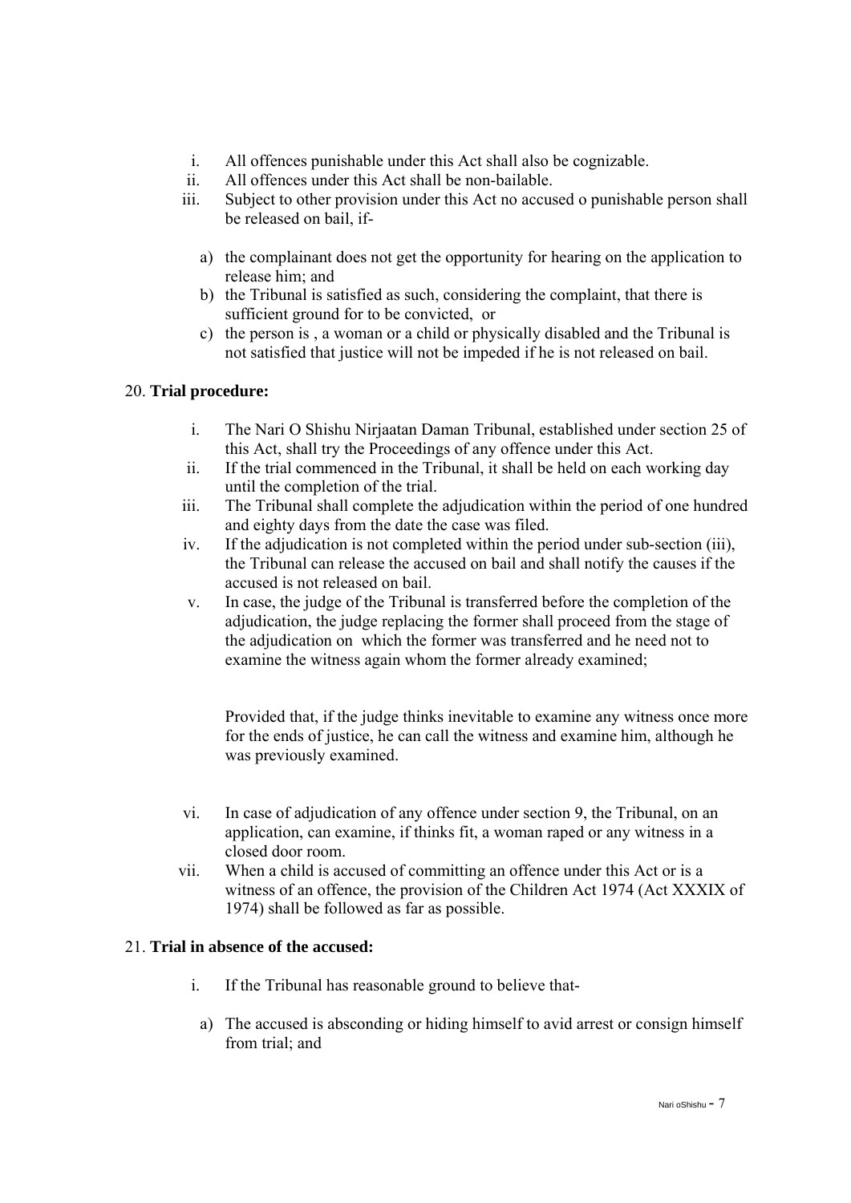i. All offences punishable under this Act shall also be cognizable.
ii. All offences under this Act shall be non-bailable.
iii. Subject to other provision under this Act no accused o punishable person shall be released on bail, if-

   a) the complainant does not get the opportunity for hearing on the application to release him; and
   b) the Tribunal is satisfied as such, considering the complaint, that there is sufficient ground for to be convicted, or
   c) the person is , a woman or a child or physically disabled and the Tribunal is not satisfied that justice will not be impeded if he is not released on bail.

20. **Trial procedure:**

i. The Nari O Shishu Nirjaatan Daman Tribunal, established under section 25 of this Act, shall try the Proceedings of any offence under this Act.
ii. If the trial commenced in the Tribunal, it shall be held on each working day until the completion of the trial.
iii. The Tribunal shall complete the adjudication within the period of one hundred and eighty days from the date the case was filed.
iv. If the adjudication is not completed within the period under sub-section (iii), the Tribunal can release the accused on bail and shall notify the causes if the accused is not released on bail.
v. In case, the judge of the Tribunal is transferred before the completion of the adjudication, the judge replacing the former shall proceed from the stage of the adjudication on which the former was transferred and he need not to examine the witness again whom the former already examined;

   Provided that, if the judge thinks inevitable to examine any witness once more for the ends of justice, he can call the witness and examine him, although he was previously examined.

vi. In case of adjudication of any offence under section 9, the Tribunal, on an application, can examine, if thinks fit, a woman raped or any witness in a closed door room.
vii. When a child is accused of committing an offence under this Act or is a witness of an offence, the provision of the Children Act 1974 (Act XXXIX of 1974) shall be followed as far as possible.

21. **Trial in absence of the accused:**

i. If the Tribunal has reasonable ground to believe that-

   a) The accused is absconding or hiding himself to avid arrest or consign himself from trial; and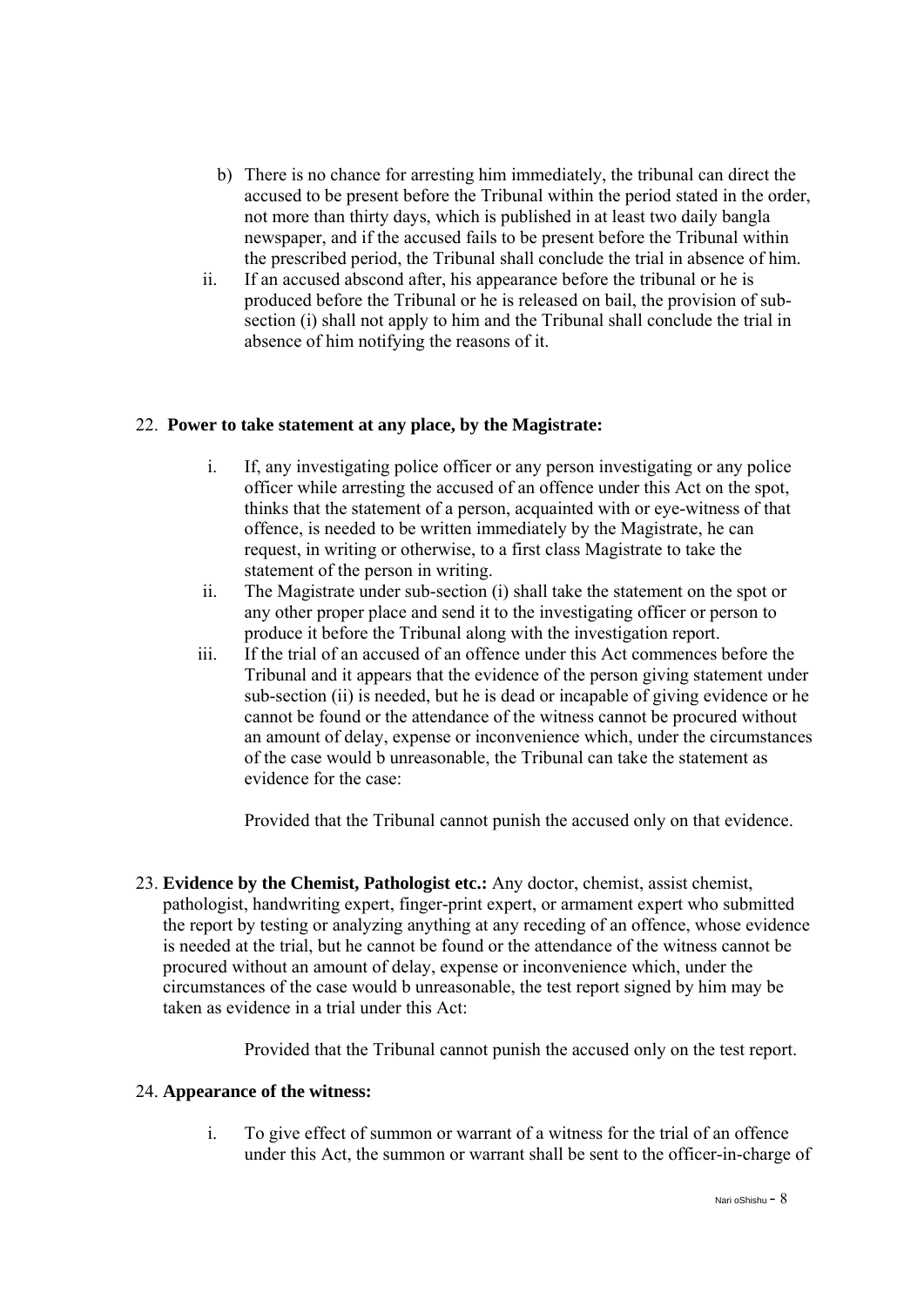b) There is no chance for arresting him immediately, the tribunal can direct the accused to be present before the Tribunal within the period stated in the order, not more than thirty days, which is published in at least two daily bangla newspaper, and if the accused fails to be present before the Tribunal within the prescribed period, the Tribunal shall conclude the trial in absence of him.

ii. If an accused abscond after, his appearance before the tribunal or he is produced before the Tribunal or he is released on bail, the provision of sub-section (i) shall not apply to him and the Tribunal shall conclude the trial in absence of him notifying the reasons of it.

22. **Power to take statement at any place, by the Magistrate:**

   i. If, any investigating police officer or any person investigating or any police officer while arresting the accused of an offence under this Act on the spot, thinks that the statement of a person, acquainted with or eye-witness of that offence, is needed to be written immediately by the Magistrate, he can request, in writing or otherwise, to a first class Magistrate to take the statement of the person in writing.
   ii. The Magistrate under sub-section (i) shall take the statement on the spot or any other proper place and send it to the investigating officer or person to produce it before the Tribunal along with the investigation report.
   iii. If the trial of an accused of an offence under this Act commences before the Tribunal and it appears that the evidence of the person giving statement under sub-section (ii) is needed, but he is dead or incapable of giving evidence or he cannot be found or the attendance of the witness cannot be procured without an amount of delay, expense or inconvenience which, under the circumstances of the case would b unreasonable, the Tribunal can take the statement as evidence for the case:

      Provided that the Tribunal cannot punish the accused only on that evidence.

23. **Evidence by the Chemist, Pathologist etc.:** Any doctor, chemist, assist chemist, pathologist, handwriting expert, finger-print expert, or armament expert who submitted the report by testing or analyzing anything at any receding of an offence, whose evidence is needed at the trial, but he cannot be found or the attendance of the witness cannot be procured without an amount of delay, expense or inconvenience which, under the circumstances of the case would b unreasonable, the test report signed by him may be taken as evidence in a trial under this Act:

    Provided that the Tribunal cannot punish the accused only on the test report.

24. **Appearance of the witness:**

   i. To give effect of summon or warrant of a witness for the trial of an offence under this Act, the summon or warrant shall be sent to the officer-in-charge of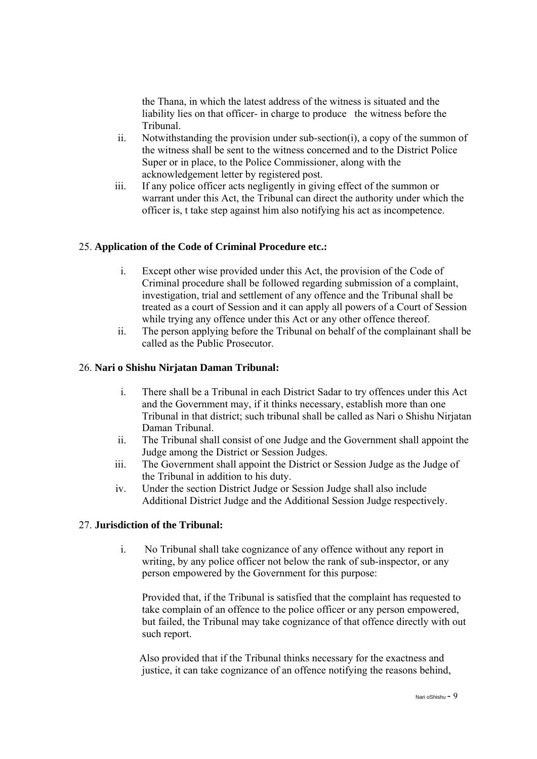the Thana, in which the latest address of the witness is situated and the liability lies on that officer- in charge to produce the witness before the Tribunal.

ii. Notwithstanding the provision under sub-section(i), a copy of the summon of the witness shall be sent to the witness concerned and to the District Police Super or in place, to the Police Commissioner, along with the acknowledgement letter by registered post.

iii. If any police officer acts negligently in giving effect of the summon or warrant under this Act, the Tribunal can direct the authority under which the officer is, t take step against him also notifying his act as incompetence.

25. **Application of the Code of Criminal Procedure etc.:**

i. Except other wise provided under this Act, the provision of the Code of Criminal procedure shall be followed regarding submission of a complaint, investigation, trial and settlement of any offence and the Tribunal shall be treated as a court of Session and it can apply all powers of a Court of Session while trying any offence under this Act or any other offence thereof.

ii. The person applying before the Tribunal on behalf of the complainant shall be called as the Public Prosecutor.

26. **Nari o Shishu Nirjatan Daman Tribunal:**

i. There shall be a Tribunal in each District Sadar to try offences under this Act and the Government may, if it thinks necessary, establish more than one Tribunal in that district; such tribunal shall be called as Nari o Shishu Nirjatan Daman Tribunal.

ii. The Tribunal shall consist of one Judge and the Government shall appoint the Judge among the District or Session Judges.

iii. The Government shall appoint the District or Session Judge as the Judge of the Tribunal in addition to his duty.

iv. Under the section District Judge or Session Judge shall also include Additional District Judge and the Additional Session Judge respectively.

27. **Jurisdiction of the Tribunal:**

i. No Tribunal shall take cognizance of any offence without any report in writing, by any police officer not below the rank of sub-inspector, or any person empowered by the Government for this purpose:

Provided that, if the Tribunal is satisfied that the complaint has requested to take complain of an offence to the police officer or any person empowered, but failed, the Tribunal may take cognizance of that offence directly with out such report.

Also provided that if the Tribunal thinks necessary for the exactness and justice, it can take cognizance of an offence notifying the reasons behind,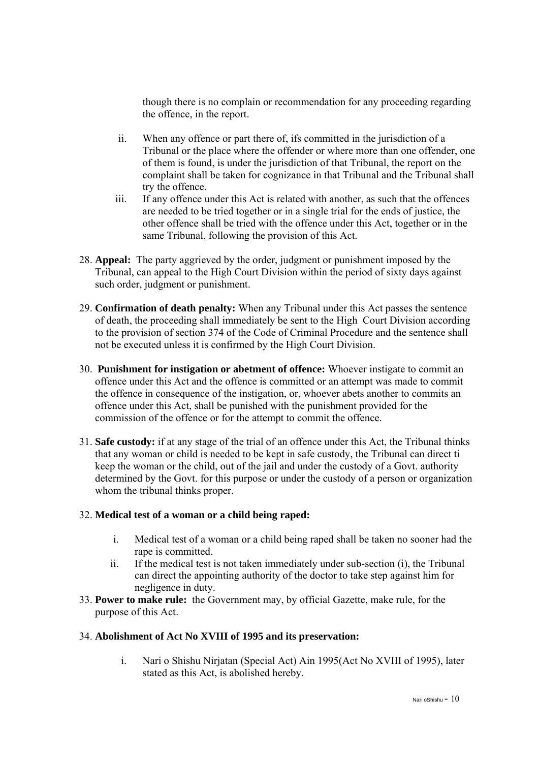though there is no complain or recommendation for any proceeding regarding the offence, in the report.

ii. When any offence or part there of, ifs committed in the jurisdiction of a Tribunal or the place where the offender or where more than one offender, one of them is found, is under the jurisdiction of that Tribunal, the report on the complaint shall be taken for cognizance in that Tribunal and the Tribunal shall try the offence.

iii. If any offence under this Act is related with another, as such that the offences are needed to be tried together or in a single trial for the ends of justice, the other offence shall be tried with the offence under this Act, together or in the same Tribunal, following the provision of this Act.

28. **Appeal:** The party aggrieved by the order, judgment or punishment imposed by the Tribunal, can appeal to the High Court Division within the period of sixty days against such order, judgment or punishment.

29. **Confirmation of death penalty:** When any Tribunal under this Act passes the sentence of death, the proceeding shall immediately be sent to the High Court Division according to the provision of section 374 of the Code of Criminal Procedure and the sentence shall not be executed unless it is confirmed by the High Court Division.

30. **Punishment for instigation or abetment of offence:** Whoever instigate to commit an offence under this Act and the offence is committed or an attempt was made to commit the offence in consequence of the instigation, or, whoever abets another to commits an offence under this Act, shall be punished with the punishment provided for the commission of the offence or for the attempt to commit the offence.

31. **Safe custody:** if at any stage of the trial of an offence under this Act, the Tribunal thinks that any woman or child is needed to be kept in safe custody, the Tribunal can direct ti keep the woman or the child, out of the jail and under the custody of a Govt. authority determined by the Govt. for this purpose or under the custody of a person or organization whom the tribunal thinks proper.

32. **Medical test of a woman or a child being raped:**

    i. Medical test of a woman or a child being raped shall be taken no sooner had the rape is committed.

    ii. If the medical test is not taken immediately under sub-section (i), the Tribunal can direct the appointing authority of the doctor to take step against him for negligence in duty.

33. **Power to make rule:** the Government may, by official Gazette, make rule, for the purpose of this Act.

34. **Abolishment of Act No XVIII of 1995 and its preservation:**

    i. Nari o Shishu Nirjatan (Special Act) Ain 1995(Act No XVIII of 1995), later stated as this Act, is abolished hereby.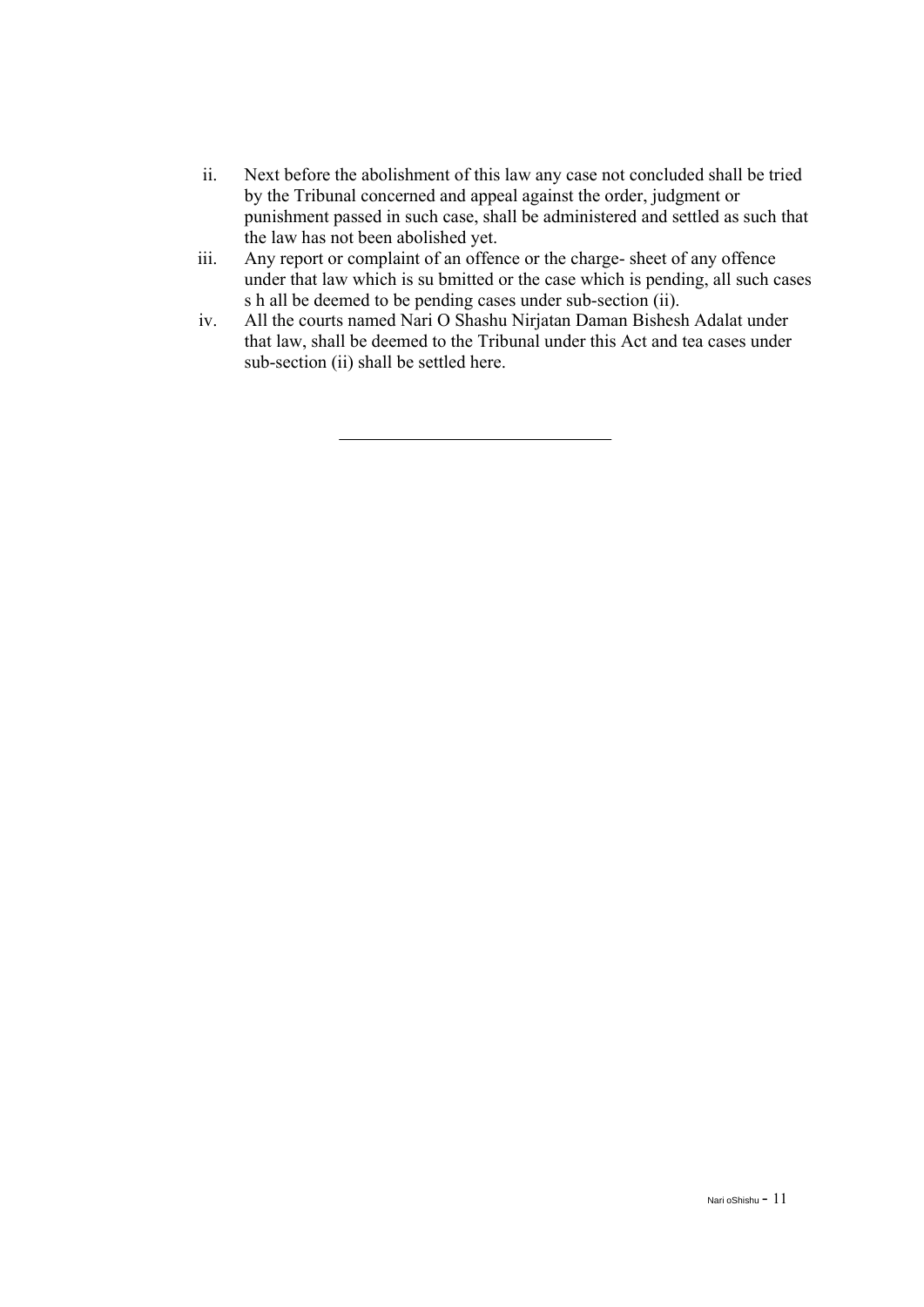ii. Next before the abolishment of this law any case not concluded shall be tried by the Tribunal concerned and appeal against the order, judgment or punishment passed in such case, shall be administered and settled as such that the law has not been abolished yet.

iii. Any report or complaint of an offence or the charge- sheet of any offence under that law which is su bmitted or the case which is pending, all such cases s h all be deemed to be pending cases under sub-section (ii).

iv. All the courts named Nari O Shashu Nirjatan Daman Bishesh Adalat under that law, shall be deemed to the Tribunal under this Act and tea cases under sub-section (ii) shall be settled here.

---